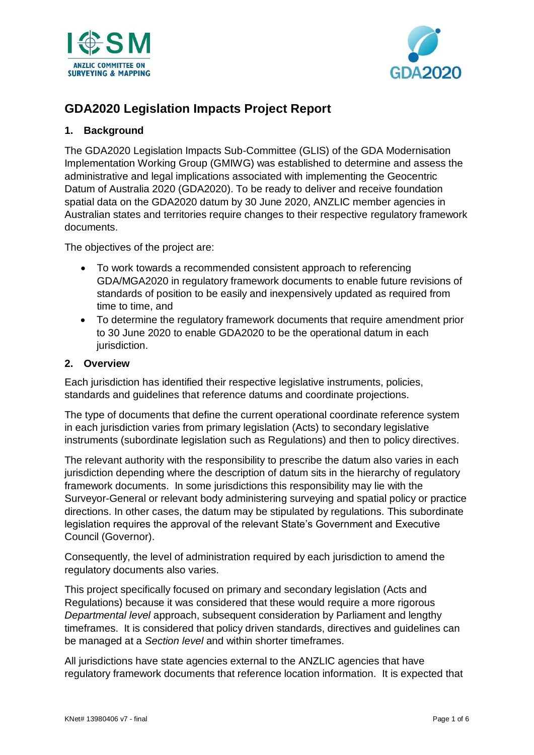# GDA2020 Legislation Impacts Project Report

## 1. Background

The GDA2020 Legislation Impacts Sub-Committee (GLIS) of the GDA Modernisation Implementation Working Group (GMIWG) was established to determine and assess the administrative and legal implications associated with implementing the Geocentric Datum of Australia 2020 (GDA2020). To be ready to deliver and receive foundation spatial data on the GDA2020 datum by 30 June 2020, ANZLIC member agencies in Australian states and territories require changes to their respective regulatory framework documents.

The objectives of the project are:

- To work towards a recommended consistent approach to referencing GDA/MGA2020 in regulatory framework documents to enable future revisions of standards of position to be easily and inexpensively updated as required from time to time, and
- To determine the regulatory framework documents that require amendment prior to 30 June 2020 to enable GDA2020 to be the operational datum in each jurisdiction.

## 2. Overview

Each jurisdiction has identified their respective legislative instruments, policies, standards and guidelines that reference datums and coordinate projections.

The type of documents that define the current operational coordinate reference system in each jurisdiction varies from primary legislation (Acts) to secondary legislative instruments (subordinate legislation such as Regulations) and then to policy directives.

The relevant authority with the responsibility to prescribe the datum also varies in each jurisdiction depending where the description of datum sits in the hierarchy of regulatory framework documents. In some jurisdictions this responsibility may lie with the Surveyor-General or relevant body administering surveying and spatial policy or practice directions. In other cases, the datum may be stipulated by regulations. This subordinate legislation requires the approval of the relevant State's Government and Executive Council (Governor).

Consequently, the level of administration required by each jurisdiction to amend the regulatory documents also varies.

This project specifically focused on primary and secondary legislation (Acts and Regulations) because it was considered that these would require a more rigorous *Departmental level* approach, subsequent consideration by Parliament and lengthy timeframes. It is considered that policy driven standards, directives and guidelines can be managed at a *Section level* and within shorter timeframes.

All jurisdictions have state agencies external to the ANZLIC agencies that have regulatory framework documents that reference location information. It is expected that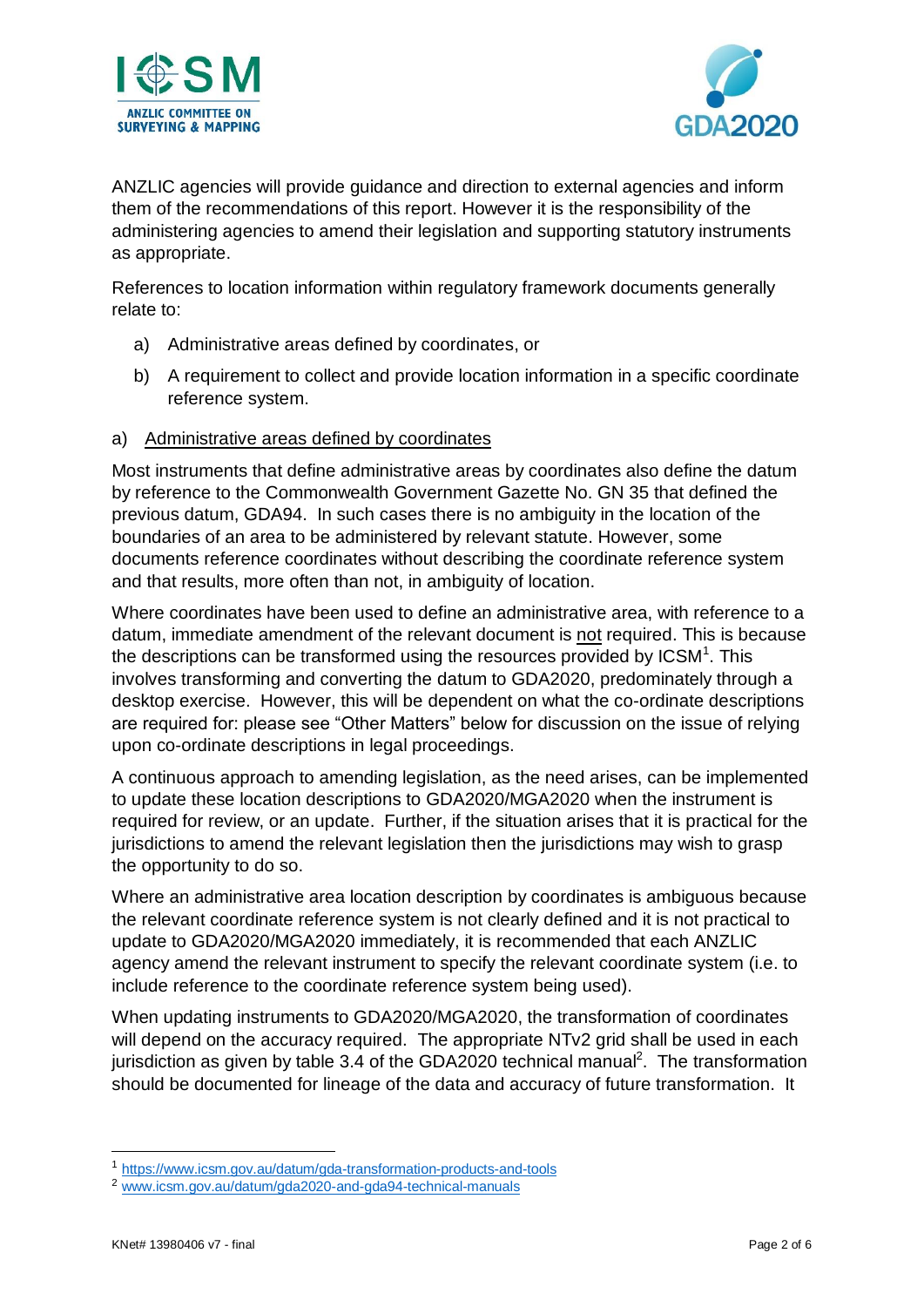ANZLIC agencies will provide guidance and direction to external agencies and inform them of the recommendations of this report. However it is the responsibility of the administering agencies to amend their legislation and supporting statutory instruments as appropriate.

References to location information within regulatory framework documents generally relate to:

a) Administrative areas defined by coordinates, or

b) A requirement to collect and provide location information in a specific coordinate reference system.

a) Administrative areas defined by coordinates

Most instruments that define administrative areas by coordinates also define the datum by reference to the Commonwealth Government Gazette No. GN 35 that defined the previous datum, GDA94. In such cases there is no ambiguity in the location of the boundaries of an area to be administered by relevant statute. However, some documents reference coordinates without describing the coordinate reference system and that results, more often than not, in ambiguity of location.

Where coordinates have been used to define an administrative area, with reference to a datum, immediate amendment of the relevant document is not required. This is because the descriptions can be transformed using the resources provided by ICSM[1]. This involves transforming and converting the datum to GDA2020, predominately through a desktop exercise. However, this will be dependent on what the co-ordinate descriptions are required for: please see "Other Matters" below for discussion on the issue of relying upon co-ordinate descriptions in legal proceedings.

A continuous approach to amending legislation, as the need arises, can be implemented to update these location descriptions to GDA2020/MGA2020 when the instrument is required for review, or an update. Further, if the situation arises that it is practical for the jurisdictions to amend the relevant legislation then the jurisdictions may wish to grasp the opportunity to do so.

Where an administrative area location description by coordinates is ambiguous because the relevant coordinate reference system is not clearly defined and it is not practical to update to GDA2020/MGA2020 immediately, it is recommended that each ANZLIC agency amend the relevant instrument to specify the relevant coordinate system (i.e. to include reference to the coordinate reference system being used).

When updating instruments to GDA2020/MGA2020, the transformation of coordinates will depend on the accuracy required. The appropriate NTv2 grid shall be used in each jurisdiction as given by table 3.4 of the GDA2020 technical manual[2]. The transformation should be documented for lineage of the data and accuracy of future transformation. It

[1] https://www.icsm.gov.au/datum/gda-transformation-products-and-tools

[2] www.icsm.gov.au/datum/gda2020-and-gda94-technical-manuals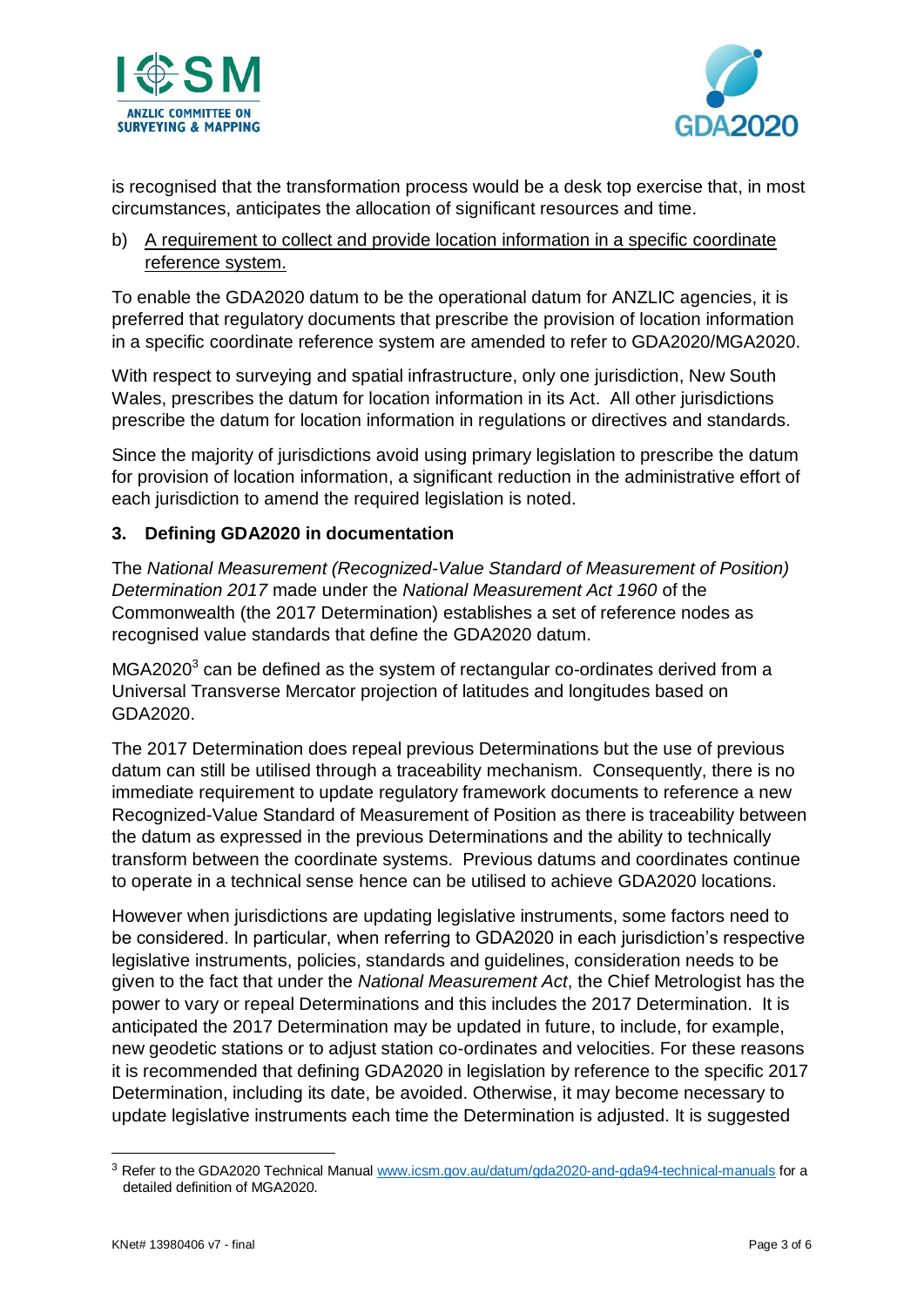is recognised that the transformation process would be a desk top exercise that, in most circumstances, anticipates the allocation of significant resources and time.

b) A requirement to collect and provide location information in a specific coordinate reference system.

To enable the GDA2020 datum to be the operational datum for ANZLIC agencies, it is preferred that regulatory documents that prescribe the provision of location information in a specific coordinate reference system are amended to refer to GDA2020/MGA2020.

With respect to surveying and spatial infrastructure, only one jurisdiction, New South Wales, prescribes the datum for location information in its Act. All other jurisdictions prescribe the datum for location information in regulations or directives and standards.

Since the majority of jurisdictions avoid using primary legislation to prescribe the datum for provision of location information, a significant reduction in the administrative effort of each jurisdiction to amend the required legislation is noted.

### 3. Defining GDA2020 in documentation

The *National Measurement (Recognized-Value Standard of Measurement of Position) Determination 2017* made under the *National Measurement Act 1960* of the Commonwealth (the 2017 Determination) establishes a set of reference nodes as recognised value standards that define the GDA2020 datum.

MGA2020[3] can be defined as the system of rectangular co-ordinates derived from a Universal Transverse Mercator projection of latitudes and longitudes based on GDA2020.

The 2017 Determination does repeal previous Determinations but the use of previous datum can still be utilised through a traceability mechanism. Consequently, there is no immediate requirement to update regulatory framework documents to reference a new Recognized-Value Standard of Measurement of Position as there is traceability between the datum as expressed in the previous Determinations and the ability to technically transform between the coordinate systems. Previous datums and coordinates continue to operate in a technical sense hence can be utilised to achieve GDA2020 locations.

However when jurisdictions are updating legislative instruments, some factors need to be considered. In particular, when referring to GDA2020 in each jurisdiction's respective legislative instruments, policies, standards and guidelines, consideration needs to be given to the fact that under the *National Measurement Act*, the Chief Metrologist has the power to vary or repeal Determinations and this includes the 2017 Determination. It is anticipated the 2017 Determination may be updated in future, to include, for example, new geodetic stations or to adjust station co-ordinates and velocities. For these reasons it is recommended that defining GDA2020 in legislation by reference to the specific 2017 Determination, including its date, be avoided. Otherwise, it may become necessary to update legislative instruments each time the Determination is adjusted. It is suggested

---

[3] Refer to the GDA2020 Technical Manual www.icsm.gov.au/datum/gda2020-and-gda94-technical-manuals for a detailed definition of MGA2020.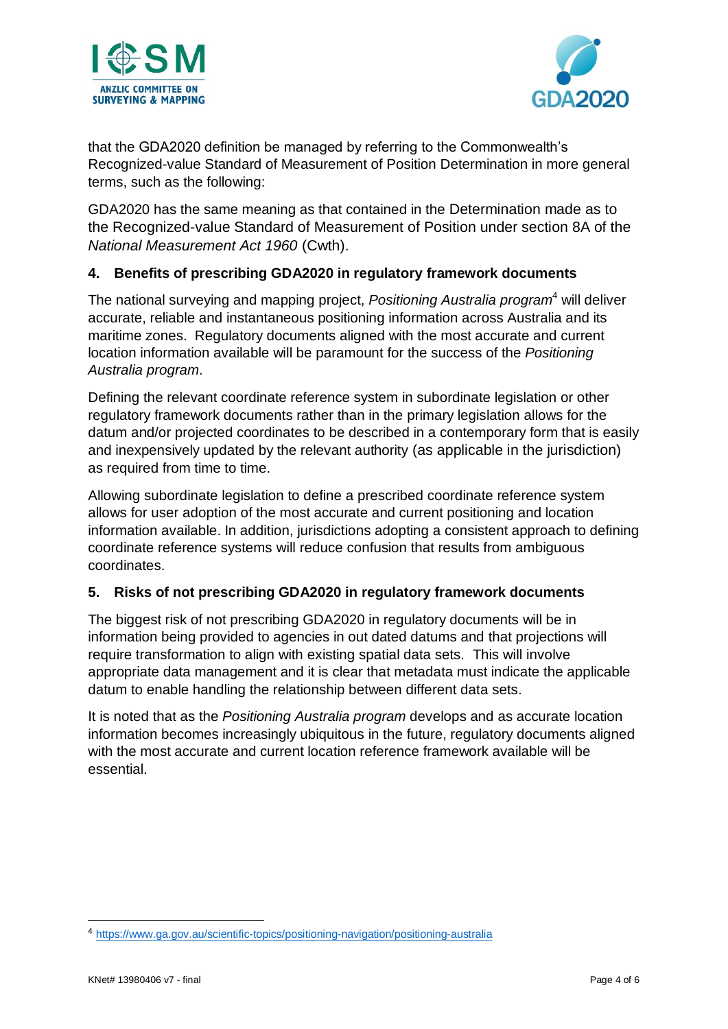that the GDA2020 definition be managed by referring to the Commonwealth's Recognized-value Standard of Measurement of Position Determination in more general terms, such as the following:

GDA2020 has the same meaning as that contained in the Determination made as to the Recognized-value Standard of Measurement of Position under section 8A of the *National Measurement Act 1960* (Cwth).

## 4. Benefits of prescribing GDA2020 in regulatory framework documents

The national surveying and mapping project, *Positioning Australia program*[4] will deliver accurate, reliable and instantaneous positioning information across Australia and its maritime zones. Regulatory documents aligned with the most accurate and current location information available will be paramount for the success of the *Positioning Australia program*.

Defining the relevant coordinate reference system in subordinate legislation or other regulatory framework documents rather than in the primary legislation allows for the datum and/or projected coordinates to be described in a contemporary form that is easily and inexpensively updated by the relevant authority (as applicable in the jurisdiction) as required from time to time.

Allowing subordinate legislation to define a prescribed coordinate reference system allows for user adoption of the most accurate and current positioning and location information available. In addition, jurisdictions adopting a consistent approach to defining coordinate reference systems will reduce confusion that results from ambiguous coordinates.

## 5. Risks of not prescribing GDA2020 in regulatory framework documents

The biggest risk of not prescribing GDA2020 in regulatory documents will be in information being provided to agencies in out dated datums and that projections will require transformation to align with existing spatial data sets. This will involve appropriate data management and it is clear that metadata must indicate the applicable datum to enable handling the relationship between different data sets.

It is noted that as the *Positioning Australia program* develops and as accurate location information becomes increasingly ubiquitous in the future, regulatory documents aligned with the most accurate and current location reference framework available will be essential.

---

[4] https://www.ga.gov.au/scientific-topics/positioning-navigation/positioning-australia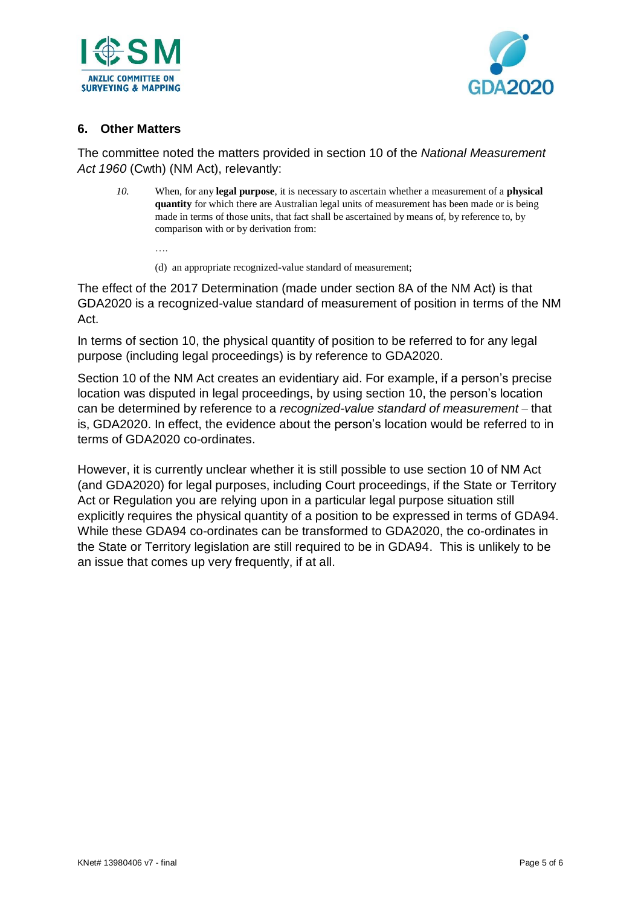## 6. Other Matters

The committee noted the matters provided in section 10 of the *National Measurement Act 1960* (Cwth) (NM Act), relevantly:

> *10.* When, for any **legal purpose**, it is necessary to ascertain whether a measurement of a **physical quantity** for which there are Australian legal units of measurement has been made or is being made in terms of those units, that fact shall be ascertained by means of, by reference to, by comparison with or by derivation from:
>
> ….
>
> (d) an appropriate recognized-value standard of measurement;

The effect of the 2017 Determination (made under section 8A of the NM Act) is that GDA2020 is a recognized-value standard of measurement of position in terms of the NM Act.

In terms of section 10, the physical quantity of position to be referred to for any legal purpose (including legal proceedings) is by reference to GDA2020.

Section 10 of the NM Act creates an evidentiary aid. For example, if a person's precise location was disputed in legal proceedings, by using section 10, the person's location can be determined by reference to a *recognized-value standard of measurement* – that is, GDA2020. In effect, the evidence about the person's location would be referred to in terms of GDA2020 co-ordinates.

However, it is currently unclear whether it is still possible to use section 10 of NM Act (and GDA2020) for legal purposes, including Court proceedings, if the State or Territory Act or Regulation you are relying upon in a particular legal purpose situation still explicitly requires the physical quantity of a position to be expressed in terms of GDA94. While these GDA94 co-ordinates can be transformed to GDA2020, the co-ordinates in the State or Territory legislation are still required to be in GDA94. This is unlikely to be an issue that comes up very frequently, if at all.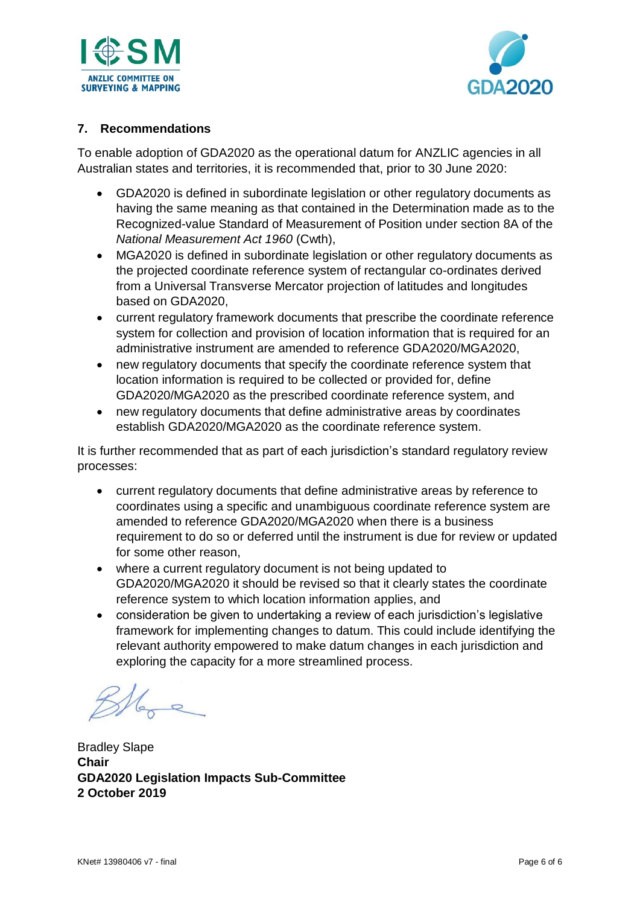## 7. Recommendations

To enable adoption of GDA2020 as the operational datum for ANZLIC agencies in all Australian states and territories, it is recommended that, prior to 30 June 2020:

- GDA2020 is defined in subordinate legislation or other regulatory documents as having the same meaning as that contained in the Determination made as to the Recognized-value Standard of Measurement of Position under section 8A of the *National Measurement Act 1960* (Cwth),
- MGA2020 is defined in subordinate legislation or other regulatory documents as the projected coordinate reference system of rectangular co-ordinates derived from a Universal Transverse Mercator projection of latitudes and longitudes based on GDA2020,
- current regulatory framework documents that prescribe the coordinate reference system for collection and provision of location information that is required for an administrative instrument are amended to reference GDA2020/MGA2020,
- new regulatory documents that specify the coordinate reference system that location information is required to be collected or provided for, define GDA2020/MGA2020 as the prescribed coordinate reference system, and
- new regulatory documents that define administrative areas by coordinates establish GDA2020/MGA2020 as the coordinate reference system.

It is further recommended that as part of each jurisdiction's standard regulatory review processes:

- current regulatory documents that define administrative areas by reference to coordinates using a specific and unambiguous coordinate reference system are amended to reference GDA2020/MGA2020 when there is a business requirement to do so or deferred until the instrument is due for review or updated for some other reason,
- where a current regulatory document is not being updated to GDA2020/MGA2020 it should be revised so that it clearly states the coordinate reference system to which location information applies, and
- consideration be given to undertaking a review of each jurisdiction's legislative framework for implementing changes to datum. This could include identifying the relevant authority empowered to make datum changes in each jurisdiction and exploring the capacity for a more streamlined process.

Bradley Slape
**Chair**
**GDA2020 Legislation Impacts Sub-Committee**
**2 October 2019**

KNet# 13980406 v7 - final